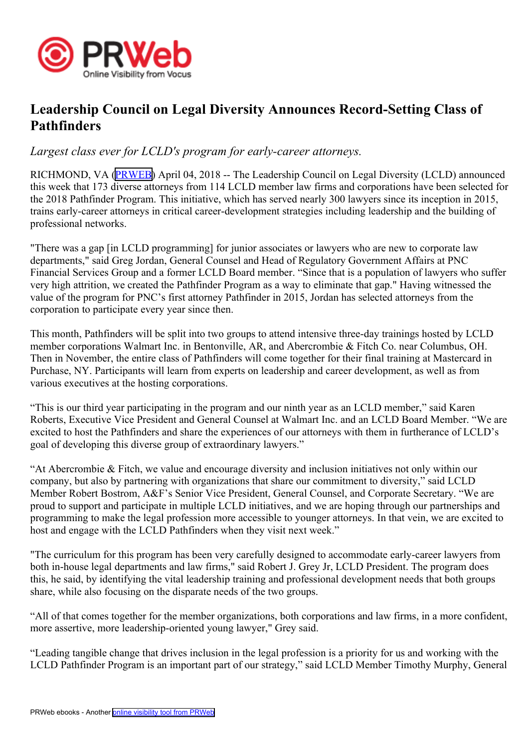# Leadership Council on Legal Diversity Announces Record-Setting Class of Pathfinders

*Largest class ever for LCLD's program for early-career attorneys.*

RICHMOND, VA (PRWEB) April 04, 2018 -- The Leadership Council on Legal Diversity (LCLD) announced this week that 173 diverse attorneys from 114 LCLD member law firms and corporations have been selected for the 2018 Pathfinder Program. This initiative, which has served nearly 300 lawyers since its inception in 2015, trains early-career attorneys in critical career-development strategies including leadership and the building of professional networks.

"There was a gap [in LCLD programming] for junior associates or lawyers who are new to corporate law departments," said Greg Jordan, General Counsel and Head of Regulatory Government Affairs at PNC Financial Services Group and a former LCLD Board member. "Since that is a population of lawyers who suffer very high attrition, we created the Pathfinder Program as a way to eliminate that gap." Having witnessed the value of the program for PNC's first attorney Pathfinder in 2015, Jordan has selected attorneys from the corporation to participate every year since then.

This month, Pathfinders will be split into two groups to attend intensive three-day trainings hosted by LCLD member corporations Walmart Inc. in Bentonville, AR, and Abercrombie & Fitch Co. near Columbus, OH. Then in November, the entire class of Pathfinders will come together for their final training at Mastercard in Purchase, NY. Participants will learn from experts on leadership and career development, as well as from various executives at the hosting corporations.

"This is our third year participating in the program and our ninth year as an LCLD member," said Karen Roberts, Executive Vice President and General Counsel at Walmart Inc. and an LCLD Board Member. "We are excited to host the Pathfinders and share the experiences of our attorneys with them in furtherance of LCLD's goal of developing this diverse group of extraordinary lawyers."

"At Abercrombie & Fitch, we value and encourage diversity and inclusion initiatives not only within our company, but also by partnering with organizations that share our commitment to diversity," said LCLD Member Robert Bostrom, A&F's Senior Vice President, General Counsel, and Corporate Secretary. "We are proud to support and participate in multiple LCLD initiatives, and we are hoping through our partnerships and programming to make the legal profession more accessible to younger attorneys. In that vein, we are excited to host and engage with the LCLD Pathfinders when they visit next week."

"The curriculum for this program has been very carefully designed to accommodate early-career lawyers from both in-house legal departments and law firms," said Robert J. Grey Jr, LCLD President. The program does this, he said, by identifying the vital leadership training and professional development needs that both groups share, while also focusing on the disparate needs of the two groups.

"All of that comes together for the member organizations, both corporations and law firms, in a more confident, more assertive, more leadership-oriented young lawyer," Grey said.

"Leading tangible change that drives inclusion in the legal profession is a priority for us and working with the LCLD Pathfinder Program is an important part of our strategy," said LCLD Member Timothy Murphy, General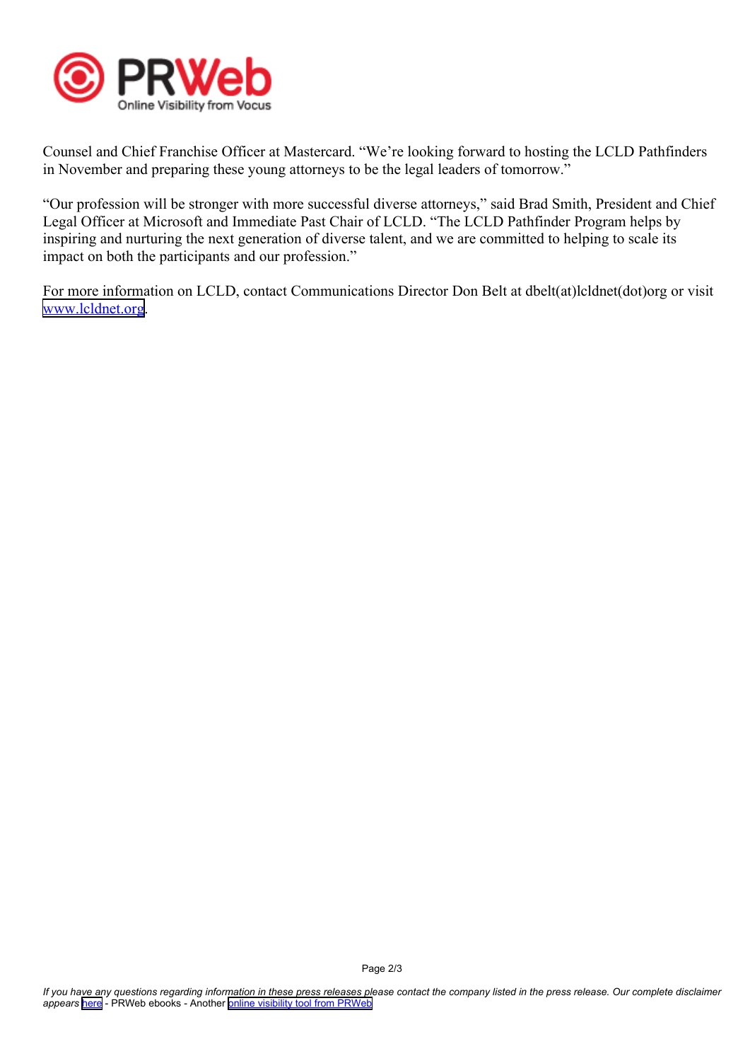Counsel and Chief Franchise Officer at Mastercard. “We’re looking forward to hosting the LCLD Pathfinders in November and preparing these young attorneys to be the legal leaders of tomorrow.”

“Our profession will be stronger with more successful diverse attorneys,” said Brad Smith, President and Chief Legal Officer at Microsoft and Immediate Past Chair of LCLD. “The LCLD Pathfinder Program helps by inspiring and nurturing the next generation of diverse talent, and we are committed to helping to scale its impact on both the participants and our profession.”

For more information on LCLD, contact Communications Director Don Belt at dbelt(at)lcldnet(dot)org or visit [www.lcldnet.org](www.lcldnet.org).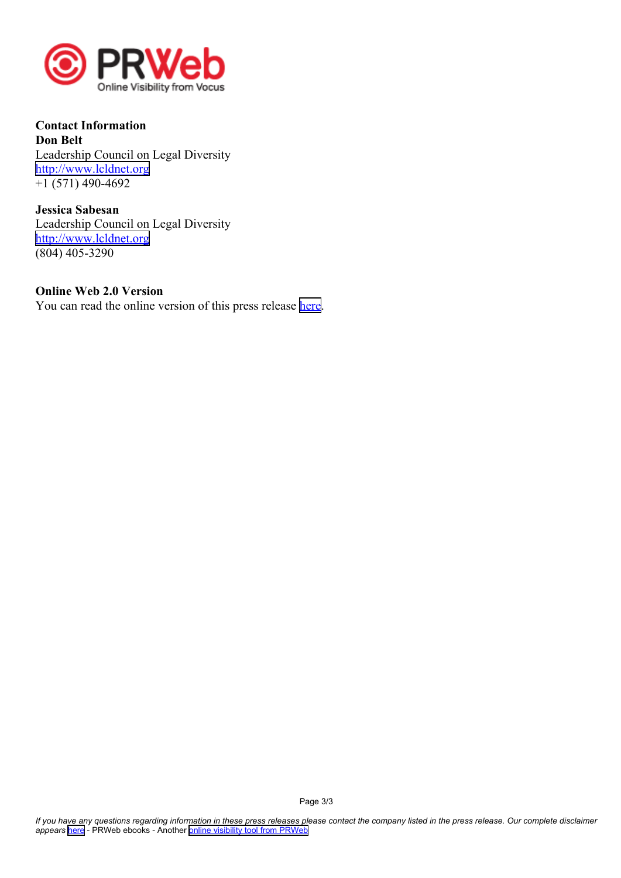**Contact Information**
**Don Belt**
Leadership Council on Legal Diversity
http://www.lcldnet.org
+1 (571) 490-4692

**Jessica Sabesan**
Leadership Council on Legal Diversity
http://www.lcldnet.org
(804) 405-3290

**Online Web 2.0 Version**
You can read the online version of this press release here.

*If you have any questions regarding information in these press releases please contact the company listed in the press release. Our complete disclaimer appears here* - PRWeb ebooks - Another online visibility tool from PRWeb